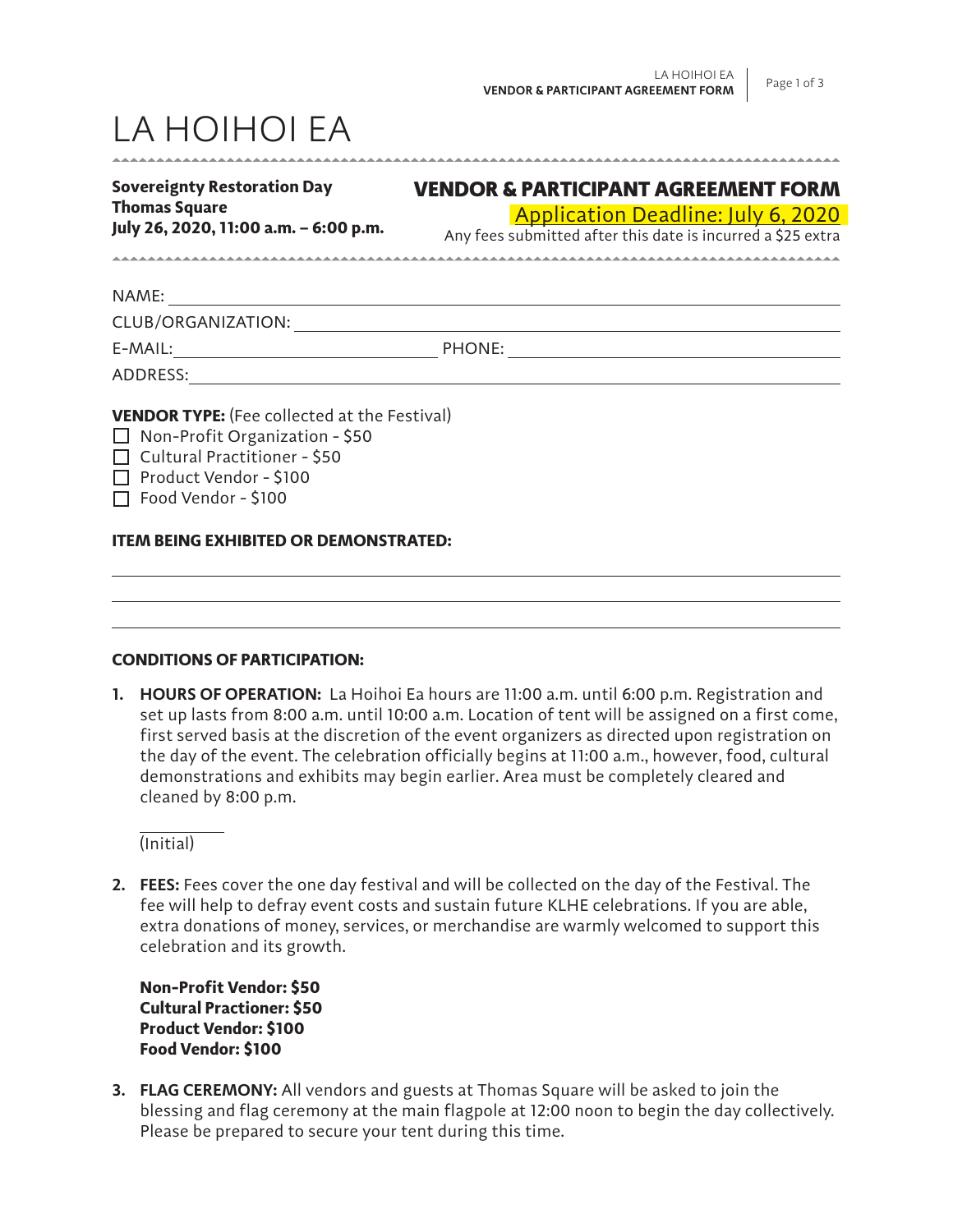# LA HOIHOI EA

**Sovereignty Restoration Day**
**Thomas Square**
**July 26, 2020, 11:00 a.m. – 6:00 p.m.**

## VENDOR & PARTICIPANT AGREEMENT FORM

Application Deadline: July 6, 2020

Any fees submitted after this date is incurred a $25 extra

NAME: ______________________________

CLUB/ORGANIZATION: ______________________________

E-MAIL: ______________________ PHONE: ______________________

ADDRESS: ______________________________

**VENDOR TYPE:** (Fee collected at the Festival)

- ☐ Non-Profit Organization - $50
- ☐ Cultural Practitioner - $50
- ☐ Product Vendor - $100
- ☐ Food Vendor - $100

**ITEM BEING EXHIBITED OR DEMONSTRATED:**

______________________________

______________________________

______________________________

**CONDITIONS OF PARTICIPATION:**

1. **HOURS OF OPERATION:** La Hoihoi Ea hours are 11:00 a.m. until 6:00 p.m. Registration and set up lasts from 8:00 a.m. until 10:00 a.m. Location of tent will be assigned on a first come, first served basis at the discretion of the event organizers as directed upon registration on the day of the event. The celebration officially begins at 11:00 a.m., however, food, cultural demonstrations and exhibits may begin earlier. Area must be completely cleared and cleaned by 8:00 p.m.

   ________
   (Initial)

2. **FEES:** Fees cover the one day festival and will be collected on the day of the Festival. The fee will help to defray event costs and sustain future KLHE celebrations. If you are able, extra donations of money, services, or merchandise are warmly welcomed to support this celebration and its growth.

   **Non-Profit Vendor: $50**
   **Cultural Practioner: $50**
   **Product Vendor: $100**
   **Food Vendor: $100**

3. **FLAG CEREMONY:** All vendors and guests at Thomas Square will be asked to join the blessing and flag ceremony at the main flagpole at 12:00 noon to begin the day collectively. Please be prepared to secure your tent during this time.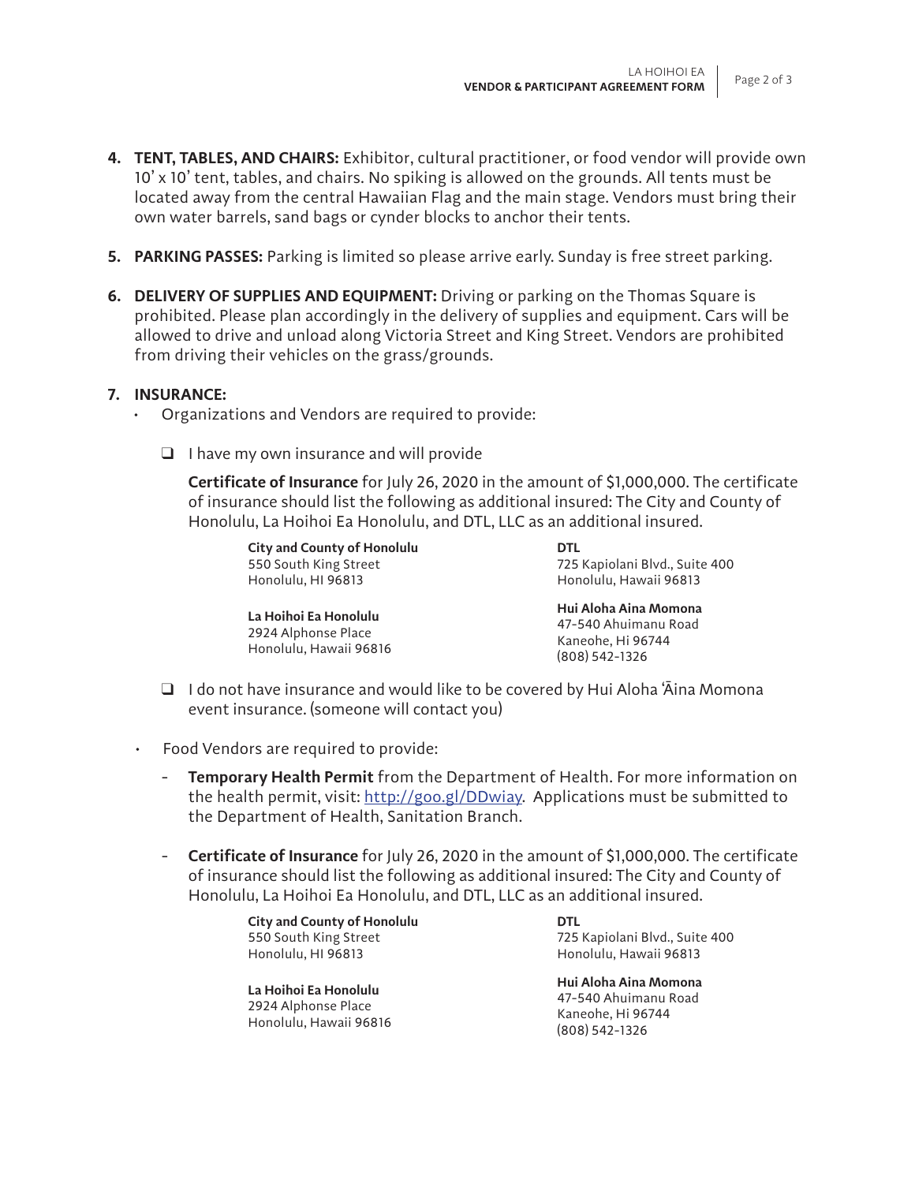4. **TENT, TABLES, AND CHAIRS:** Exhibitor, cultural practitioner, or food vendor will provide own 10' x 10' tent, tables, and chairs. No spiking is allowed on the grounds. All tents must be located away from the central Hawaiian Flag and the main stage. Vendors must bring their own water barrels, sand bags or cynder blocks to anchor their tents.

5. **PARKING PASSES:** Parking is limited so please arrive early. Sunday is free street parking.

6. **DELIVERY OF SUPPLIES AND EQUIPMENT:** Driving or parking on the Thomas Square is prohibited. Please plan accordingly in the delivery of supplies and equipment. Cars will be allowed to drive and unload along Victoria Street and King Street. Vendors are prohibited from driving their vehicles on the grass/grounds.

7. **INSURANCE:**
   - Organizations and Vendors are required to provide:
     - ❑ I have my own insurance and will provide

       **Certificate of Insurance** for July 26, 2020 in the amount of $1,000,000. The certificate of insurance should list the following as additional insured: The City and County of Honolulu, La Hoihoi Ea Honolulu, and DTL, LLC as an additional insured.

       **City and County of Honolulu**
       550 South King Street
       Honolulu, HI 96813

       **La Hoihoi Ea Honolulu**
       2924 Alphonse Place
       Honolulu, Hawaii 96816

       **DTL**
       725 Kapiolani Blvd., Suite 400
       Honolulu, Hawaii 96813

       **Hui Aloha Aina Momona**
       47-540 Ahuimanu Road
       Kaneohe, Hi 96744
       (808) 542-1326

     - ❑ I do not have insurance and would like to be covered by Hui Aloha ʻĀina Momona event insurance. (someone will contact you)

   - Food Vendors are required to provide:
     - **Temporary Health Permit** from the Department of Health. For more information on the health permit, visit: http://goo.gl/DDwiay. Applications must be submitted to the Department of Health, Sanitation Branch.

     - **Certificate of Insurance** for July 26, 2020 in the amount of $1,000,000. The certificate of insurance should list the following as additional insured: The City and County of Honolulu, La Hoihoi Ea Honolulu, and DTL, LLC as an additional insured.

       **City and County of Honolulu**
       550 South King Street
       Honolulu, HI 96813

       **La Hoihoi Ea Honolulu**
       2924 Alphonse Place
       Honolulu, Hawaii 96816

       **DTL**
       725 Kapiolani Blvd., Suite 400
       Honolulu, Hawaii 96813

       **Hui Aloha Aina Momona**
       47-540 Ahuimanu Road
       Kaneohe, Hi 96744
       (808) 542-1326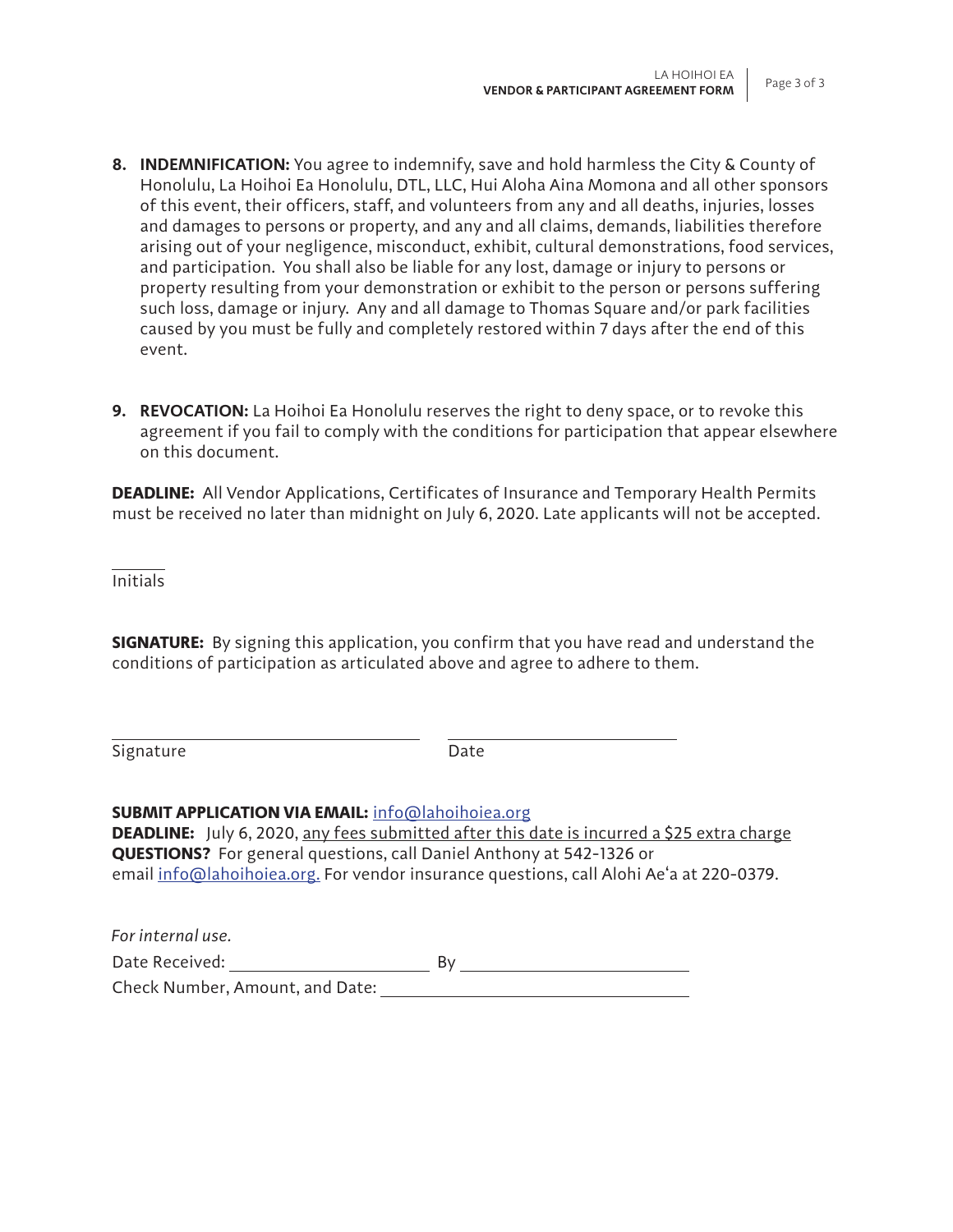8. **INDEMNIFICATION:** You agree to indemnify, save and hold harmless the City & County of Honolulu, La Hoihoi Ea Honolulu, DTL, LLC, Hui Aloha Aina Momona and all other sponsors of this event, their officers, staff, and volunteers from any and all deaths, injuries, losses and damages to persons or property, and any and all claims, demands, liabilities therefore arising out of your negligence, misconduct, exhibit, cultural demonstrations, food services, and participation. You shall also be liable for any lost, damage or injury to persons or property resulting from your demonstration or exhibit to the person or persons suffering such loss, damage or injury. Any and all damage to Thomas Square and/or park facilities caused by you must be fully and completely restored within 7 days after the end of this event.

9. **REVOCATION:** La Hoihoi Ea Honolulu reserves the right to deny space, or to revoke this agreement if you fail to comply with the conditions for participation that appear elsewhere on this document.

**DEADLINE:** All Vendor Applications, Certificates of Insurance and Temporary Health Permits must be received no later than midnight on July 6, 2020. Late applicants will not be accepted.

______
Initials

**SIGNATURE:** By signing this application, you confirm that you have read and understand the conditions of participation as articulated above and agree to adhere to them.

______________________________ ______________________
Signature Date

**SUBMIT APPLICATION VIA EMAIL:** info@lahoihoiea.org
**DEADLINE:** July 6, 2020, any fees submitted after this date is incurred a $25 extra charge
**QUESTIONS?** For general questions, call Daniel Anthony at 542-1326 or email info@lahoihoiea.org. For vendor insurance questions, call Alohi Ae'a at 220-0379.

*For internal use.*

Date Received: ____________________ By ______________________

Check Number, Amount, and Date: ______________________________